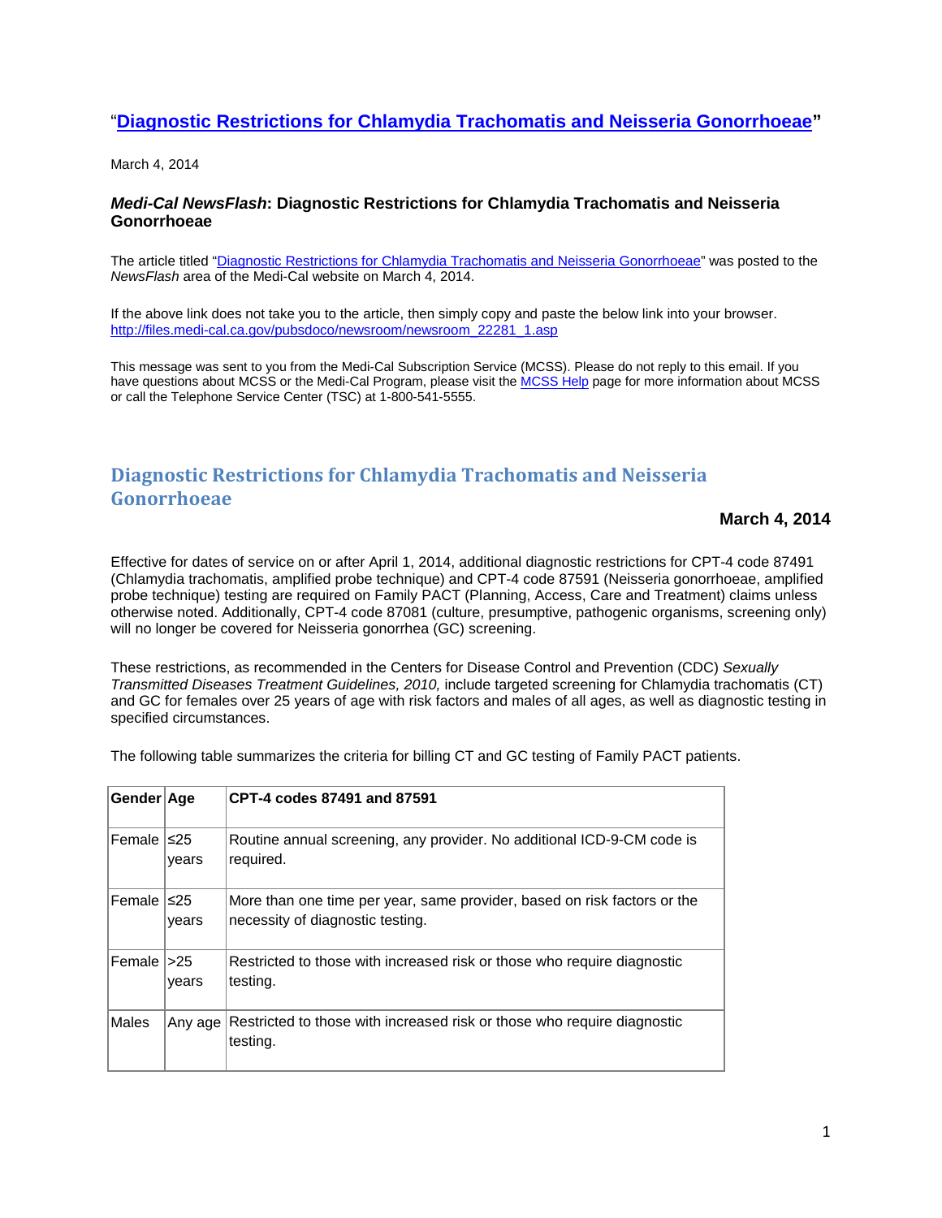"[Diagnostic Restrictions for Chlamydia Trachomatis and Neisseria Gonorrhoeae](http://files.medi-cal.ca.gov/pubsdoco/newsroom/newsroom_22281_1.asp)"

March 4, 2014

### *Medi-Cal NewsFlash*: Diagnostic Restrictions for Chlamydia Trachomatis and Neisseria Gonorrhoeae

The article titled "[Diagnostic Restrictions for Chlamydia Trachomatis and Neisseria Gonorrhoeae](http://files.medi-cal.ca.gov/pubsdoco/newsroom/newsroom_22281_1.asp)" was posted to the *NewsFlash* area of the Medi-Cal website on March 4, 2014.

If the above link does not take you to the article, then simply copy and paste the below link into your browser.
http://files.medi-cal.ca.gov/pubsdoco/newsroom/newsroom_22281_1.asp

This message was sent to you from the Medi-Cal Subscription Service (MCSS). Please do not reply to this email. If you have questions about MCSS or the Medi-Cal Program, please visit the MCSS Help page for more information about MCSS or call the Telephone Service Center (TSC) at 1-800-541-5555.

## Diagnostic Restrictions for Chlamydia Trachomatis and Neisseria Gonorrhoeae

**March 4, 2014**

Effective for dates of service on or after April 1, 2014, additional diagnostic restrictions for CPT-4 code 87491 (Chlamydia trachomatis, amplified probe technique) and CPT-4 code 87591 (Neisseria gonorrhoeae, amplified probe technique) testing are required on Family PACT (Planning, Access, Care and Treatment) claims unless otherwise noted. Additionally, CPT-4 code 87081 (culture, presumptive, pathogenic organisms, screening only) will no longer be covered for Neisseria gonorrhea (GC) screening.

These restrictions, as recommended in the Centers for Disease Control and Prevention (CDC) *Sexually Transmitted Diseases Treatment Guidelines, 2010,* include targeted screening for Chlamydia trachomatis (CT) and GC for females over 25 years of age with risk factors and males of all ages, as well as diagnostic testing in specified circumstances.

The following table summarizes the criteria for billing CT and GC testing of Family PACT patients.

| Gender | Age | CPT-4 codes 87491 and 87591 |
|---|---|---|
| Female | ≤25 years | Routine annual screening, any provider. No additional ICD-9-CM code is required. |
| Female | ≤25 years | More than one time per year, same provider, based on risk factors or the necessity of diagnostic testing. |
| Female | >25 years | Restricted to those with increased risk or those who require diagnostic testing. |
| Males | Any age | Restricted to those with increased risk or those who require diagnostic testing. |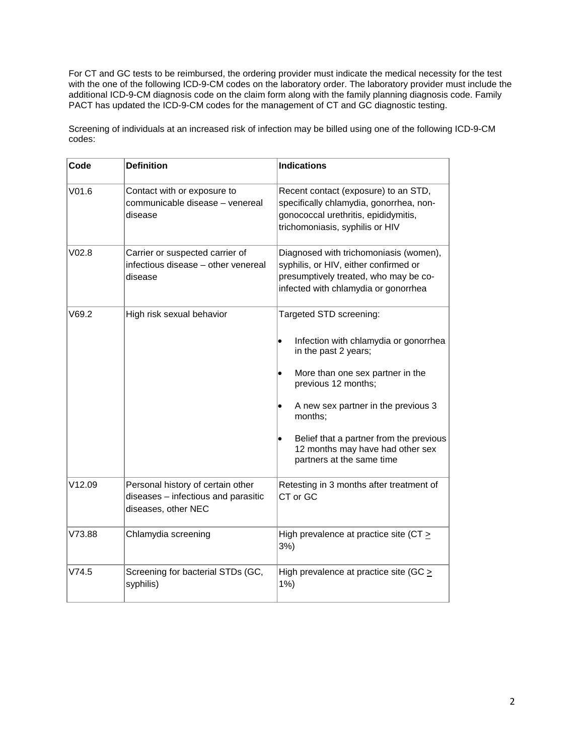For CT and GC tests to be reimbursed, the ordering provider must indicate the medical necessity for the test with the one of the following ICD-9-CM codes on the laboratory order. The laboratory provider must include the additional ICD-9-CM diagnosis code on the claim form along with the family planning diagnosis code. Family PACT has updated the ICD-9-CM codes for the management of CT and GC diagnostic testing.

Screening of individuals at an increased risk of infection may be billed using one of the following ICD-9-CM codes:

| Code | Definition | Indications |
|---|---|---|
| V01.6 | Contact with or exposure to communicable disease – venereal disease | Recent contact (exposure) to an STD, specifically chlamydia, gonorrhea, non-gonococcal urethritis, epididymitis, trichomoniasis, syphilis or HIV |
| V02.8 | Carrier or suspected carrier of infectious disease – other venereal disease | Diagnosed with trichomoniasis (women), syphilis, or HIV, either confirmed or presumptively treated, who may be co-infected with chlamydia or gonorrhea |
| V69.2 | High risk sexual behavior | Targeted STD screening:<br>• Infection with chlamydia or gonorrhea in the past 2 years;<br>• More than one sex partner in the previous 12 months;<br>• A new sex partner in the previous 3 months;<br>• Belief that a partner from the previous 12 months may have had other sex partners at the same time |
| V12.09 | Personal history of certain other diseases – infectious and parasitic diseases, other NEC | Retesting in 3 months after treatment of CT or GC |
| V73.88 | Chlamydia screening | High prevalence at practice site (CT $\geq$ 3%) |
| V74.5 | Screening for bacterial STDs (GC, syphilis) | High prevalence at practice site (GC $\geq$ 1%) |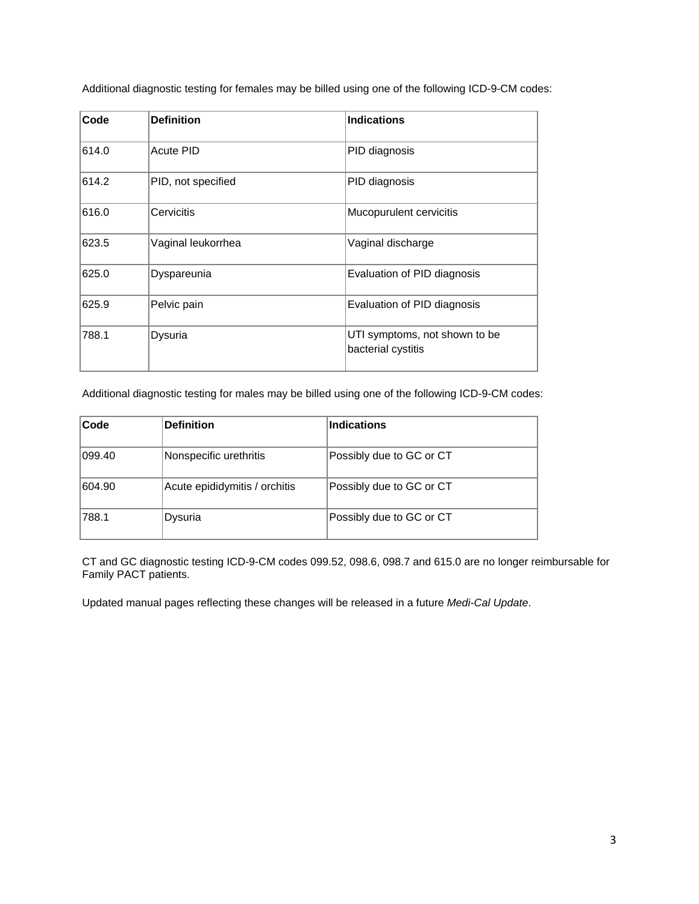Additional diagnostic testing for females may be billed using one of the following ICD-9-CM codes:

| Code | Definition | Indications |
| --- | --- | --- |
| 614.0 | Acute PID | PID diagnosis |
| 614.2 | PID, not specified | PID diagnosis |
| 616.0 | Cervicitis | Mucopurulent cervicitis |
| 623.5 | Vaginal leukorrhea | Vaginal discharge |
| 625.0 | Dyspareunia | Evaluation of PID diagnosis |
| 625.9 | Pelvic pain | Evaluation of PID diagnosis |
| 788.1 | Dysuria | UTI symptoms, not shown to be bacterial cystitis |

Additional diagnostic testing for males may be billed using one of the following ICD-9-CM codes:

| Code | Definition | Indications |
| --- | --- | --- |
| 099.40 | Nonspecific urethritis | Possibly due to GC or CT |
| 604.90 | Acute epididymitis / orchitis | Possibly due to GC or CT |
| 788.1 | Dysuria | Possibly due to GC or CT |

CT and GC diagnostic testing ICD-9-CM codes 099.52, 098.6, 098.7 and 615.0 are no longer reimbursable for Family PACT patients.

Updated manual pages reflecting these changes will be released in a future *Medi-Cal Update*.